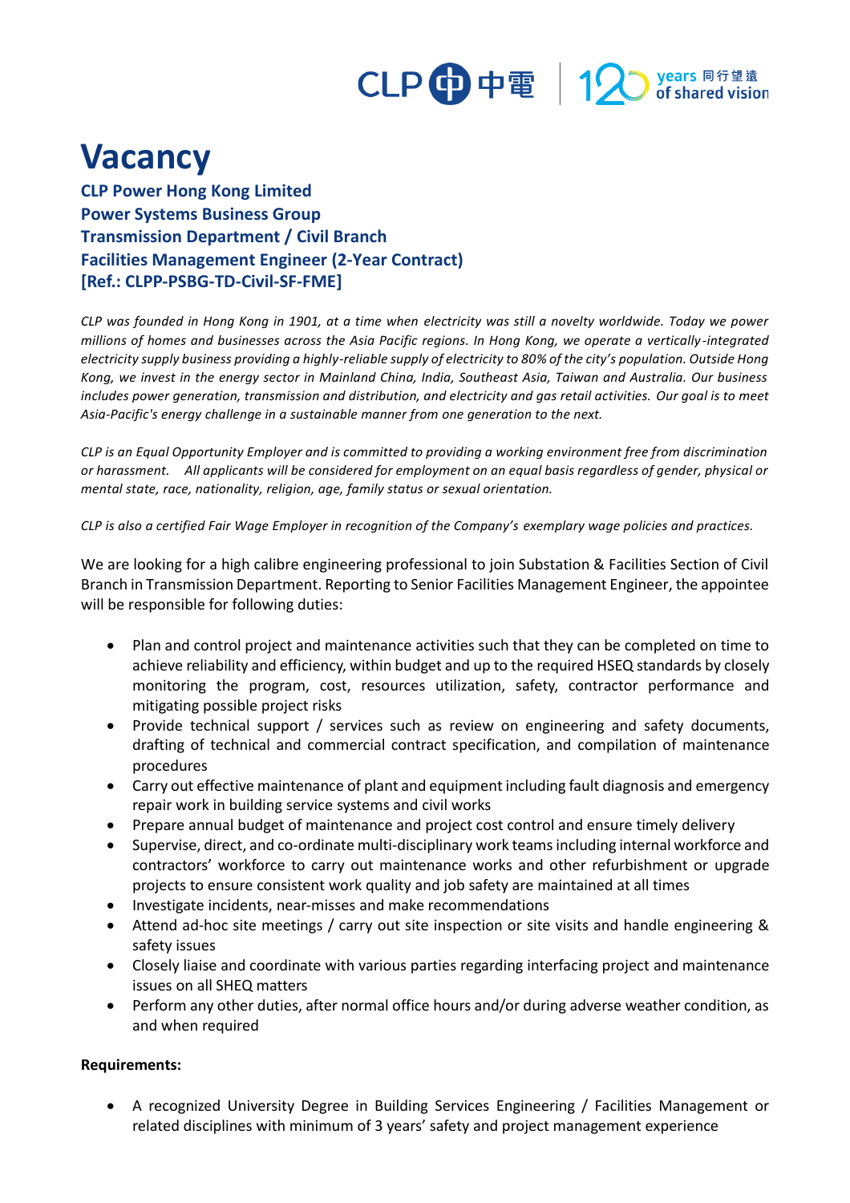# Vacancy

**CLP Power Hong Kong Limited**
**Power Systems Business Group**
**Transmission Department / Civil Branch**
**Facilities Management Engineer (2-Year Contract)**
**[Ref.: CLPP-PSBG-TD-Civil-SF-FME]**

*CLP was founded in Hong Kong in 1901, at a time when electricity was still a novelty worldwide. Today we power millions of homes and businesses across the Asia Pacific regions. In Hong Kong, we operate a vertically-integrated electricity supply business providing a highly-reliable supply of electricity to 80% of the city's population. Outside Hong Kong, we invest in the energy sector in Mainland China, India, Southeast Asia, Taiwan and Australia. Our business includes power generation, transmission and distribution, and electricity and gas retail activities. Our goal is to meet Asia-Pacific's energy challenge in a sustainable manner from one generation to the next.*

*CLP is an Equal Opportunity Employer and is committed to providing a working environment free from discrimination or harassment. All applicants will be considered for employment on an equal basis regardless of gender, physical or mental state, race, nationality, religion, age, family status or sexual orientation.*

*CLP is also a certified Fair Wage Employer in recognition of the Company's exemplary wage policies and practices.*

We are looking for a high calibre engineering professional to join Substation & Facilities Section of Civil Branch in Transmission Department. Reporting to Senior Facilities Management Engineer, the appointee will be responsible for following duties:

- Plan and control project and maintenance activities such that they can be completed on time to achieve reliability and efficiency, within budget and up to the required HSEQ standards by closely monitoring the program, cost, resources utilization, safety, contractor performance and mitigating possible project risks
- Provide technical support / services such as review on engineering and safety documents, drafting of technical and commercial contract specification, and compilation of maintenance procedures
- Carry out effective maintenance of plant and equipment including fault diagnosis and emergency repair work in building service systems and civil works
- Prepare annual budget of maintenance and project cost control and ensure timely delivery
- Supervise, direct, and co-ordinate multi-disciplinary work teams including internal workforce and contractors' workforce to carry out maintenance works and other refurbishment or upgrade projects to ensure consistent work quality and job safety are maintained at all times
- Investigate incidents, near-misses and make recommendations
- Attend ad-hoc site meetings / carry out site inspection or site visits and handle engineering & safety issues
- Closely liaise and coordinate with various parties regarding interfacing project and maintenance issues on all SHEQ matters
- Perform any other duties, after normal office hours and/or during adverse weather condition, as and when required

**Requirements:**

- A recognized University Degree in Building Services Engineering / Facilities Management or related disciplines with minimum of 3 years' safety and project management experience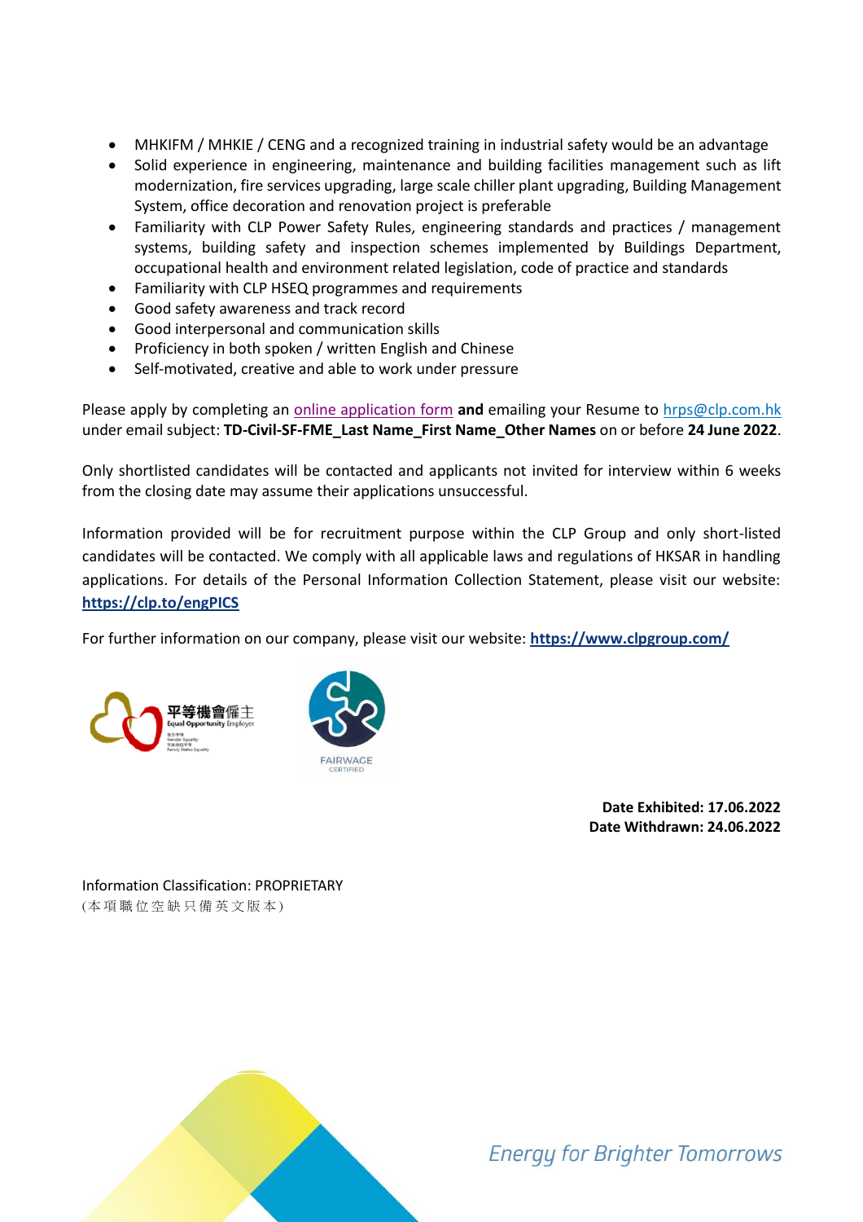- MHKIFM / MHKIE / CENG and a recognized training in industrial safety would be an advantage
- Solid experience in engineering, maintenance and building facilities management such as lift modernization, fire services upgrading, large scale chiller plant upgrading, Building Management System, office decoration and renovation project is preferable
- Familiarity with CLP Power Safety Rules, engineering standards and practices / management systems, building safety and inspection schemes implemented by Buildings Department, occupational health and environment related legislation, code of practice and standards
- Familiarity with CLP HSEQ programmes and requirements
- Good safety awareness and track record
- Good interpersonal and communication skills
- Proficiency in both spoken / written English and Chinese
- Self-motivated, creative and able to work under pressure

Please apply by completing an online application form **and** emailing your Resume to hrps@clp.com.hk under email subject: **TD-Civil-SF-FME_Last Name_First Name_Other Names** on or before **24 June 2022**.

Only shortlisted candidates will be contacted and applicants not invited for interview within 6 weeks from the closing date may assume their applications unsuccessful.

Information provided will be for recruitment purpose within the CLP Group and only short-listed candidates will be contacted. We comply with all applicable laws and regulations of HKSAR in handling applications. For details of the Personal Information Collection Statement, please visit our website: **https://clp.to/engPICS**

For further information on our company, please visit our website: **https://www.clpgroup.com/**

平等機會僱主 Equal Opportunity Employer

FAIRWAGE CERTIFIED

**Date Exhibited: 17.06.2022**
**Date Withdrawn: 24.06.2022**

Information Classification: PROPRIETARY
(本項職位空缺只備英文版本)

*Energy for Brighter Tomorrows*